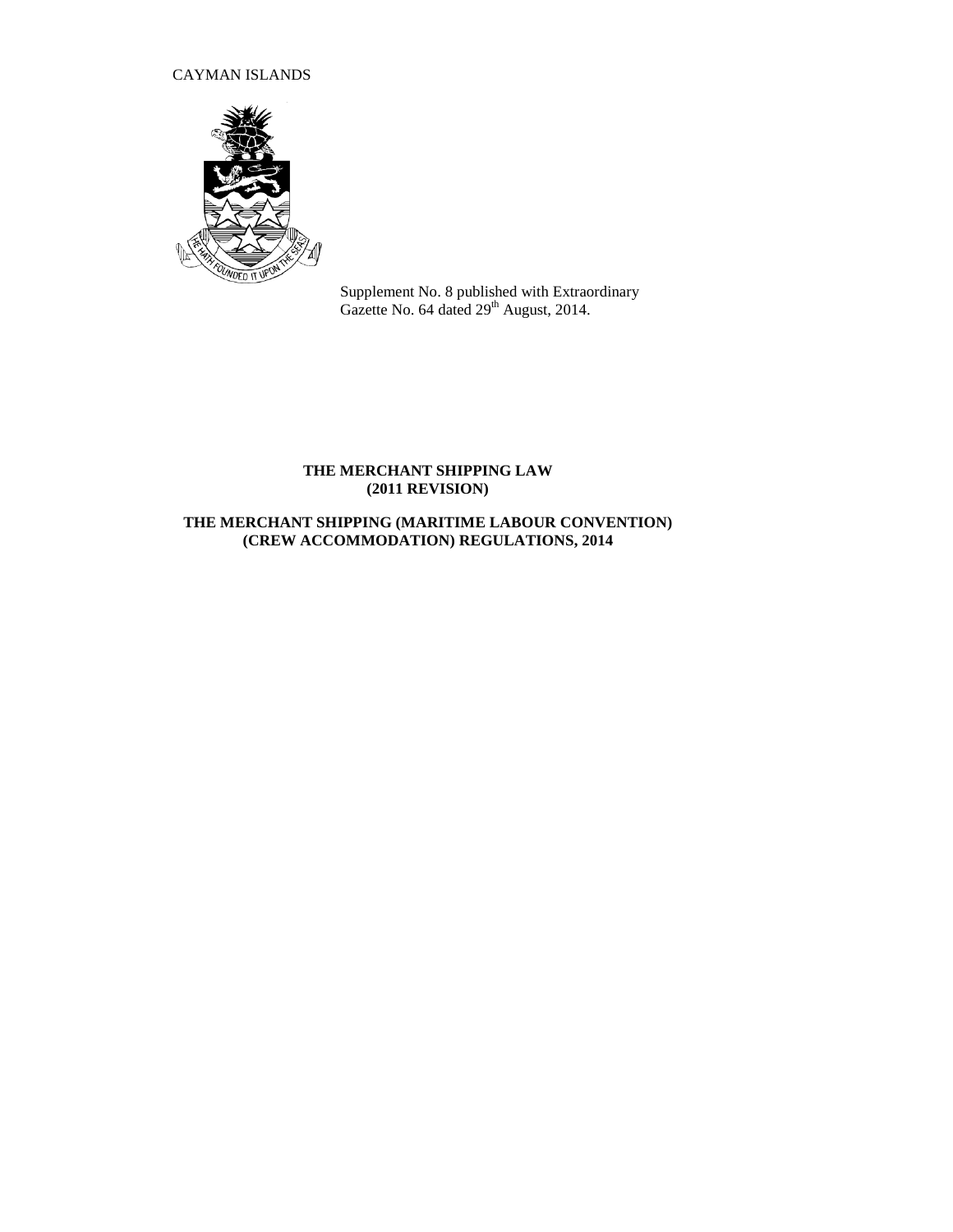CAYMAN ISLANDS

Supplement No. 8 published with Extraordinary Gazette No. 64 dated 29th August, 2014.

**THE MERCHANT SHIPPING LAW (2011 REVISION)**

**THE MERCHANT SHIPPING (MARITIME LABOUR CONVENTION) (CREW ACCOMMODATION) REGULATIONS, 2014**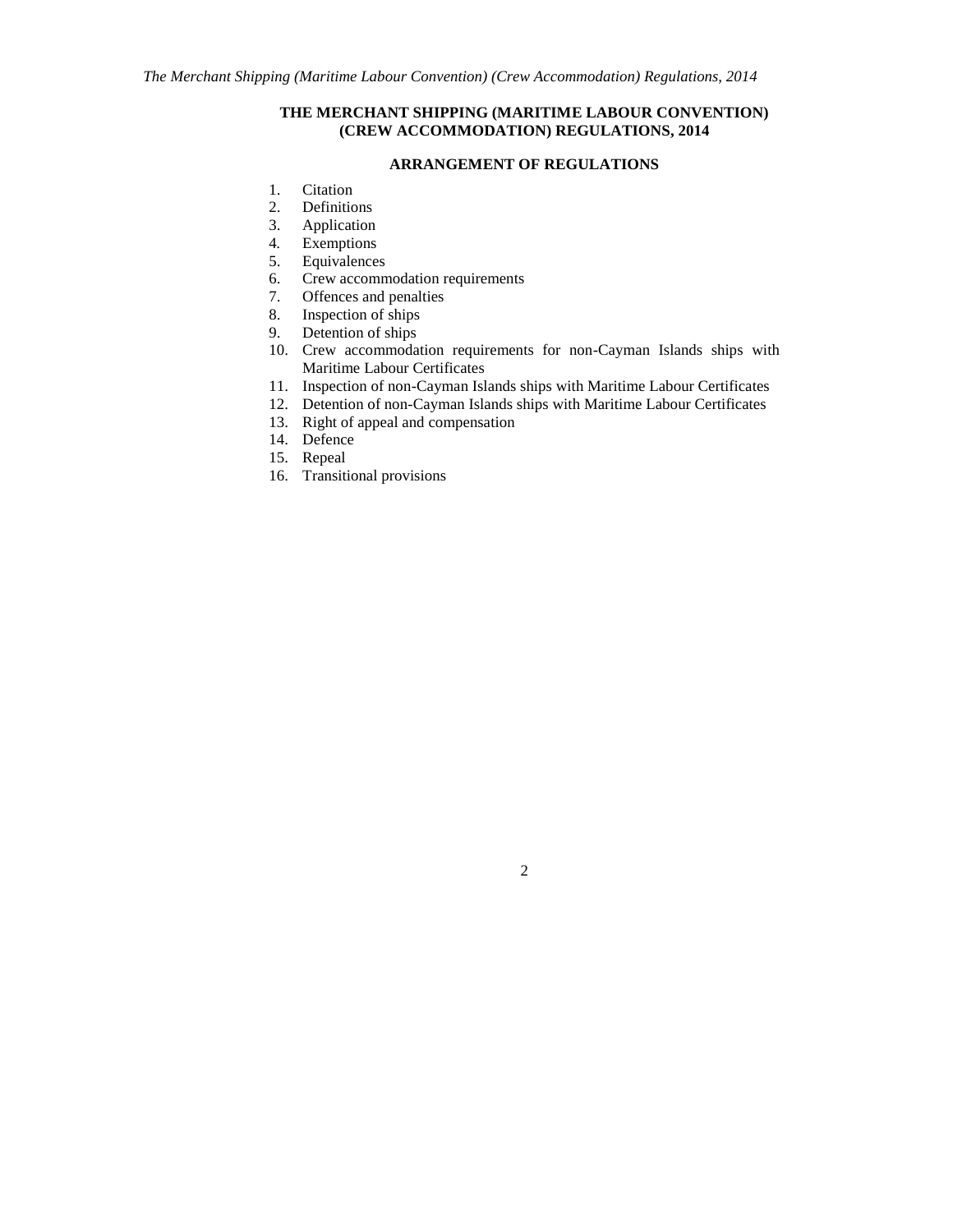# THE MERCHANT SHIPPING (MARITIME LABOUR CONVENTION) (CREW ACCOMMODATION) REGULATIONS, 2014

## ARRANGEMENT OF REGULATIONS

1. Citation
2. Definitions
3. Application
4. Exemptions
5. Equivalences
6. Crew accommodation requirements
7. Offences and penalties
8. Inspection of ships
9. Detention of ships
10. Crew accommodation requirements for non-Cayman Islands ships with Maritime Labour Certificates
11. Inspection of non-Cayman Islands ships with Maritime Labour Certificates
12. Detention of non-Cayman Islands ships with Maritime Labour Certificates
13. Right of appeal and compensation
14. Defence
15. Repeal
16. Transitional provisions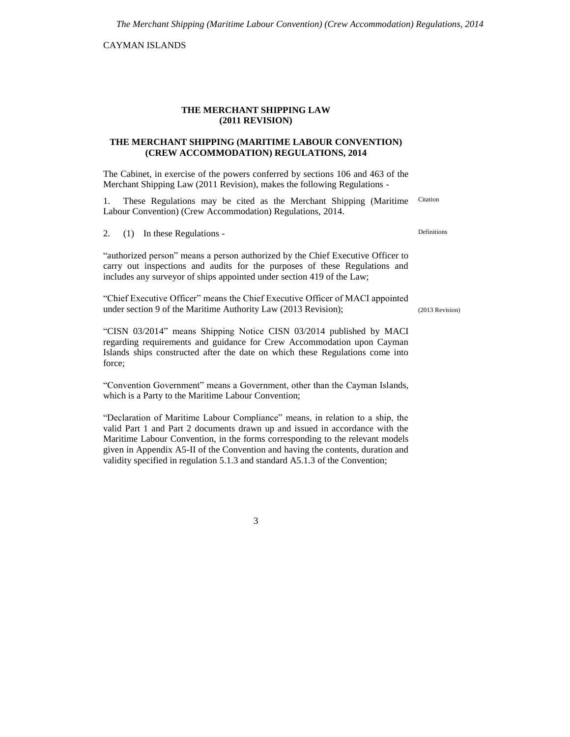CAYMAN ISLANDS

**THE MERCHANT SHIPPING LAW (2011 REVISION)**

**THE MERCHANT SHIPPING (MARITIME LABOUR CONVENTION) (CREW ACCOMMODATION) REGULATIONS, 2014**

The Cabinet, in exercise of the powers conferred by sections 106 and 463 of the Merchant Shipping Law (2011 Revision), makes the following Regulations -

Citation

1. These Regulations may be cited as the Merchant Shipping (Maritime Labour Convention) (Crew Accommodation) Regulations, 2014.

Definitions

2. (1) In these Regulations -

"authorized person" means a person authorized by the Chief Executive Officer to carry out inspections and audits for the purposes of these Regulations and includes any surveyor of ships appointed under section 419 of the Law;

"Chief Executive Officer" means the Chief Executive Officer of MACI appointed under section 9 of the Maritime Authority Law (2013 Revision);

(2013 Revision)

"CISN 03/2014" means Shipping Notice CISN 03/2014 published by MACI regarding requirements and guidance for Crew Accommodation upon Cayman Islands ships constructed after the date on which these Regulations come into force;

"Convention Government" means a Government, other than the Cayman Islands, which is a Party to the Maritime Labour Convention;

"Declaration of Maritime Labour Compliance" means, in relation to a ship, the valid Part 1 and Part 2 documents drawn up and issued in accordance with the Maritime Labour Convention, in the forms corresponding to the relevant models given in Appendix A5-II of the Convention and having the contents, duration and validity specified in regulation 5.1.3 and standard A5.1.3 of the Convention;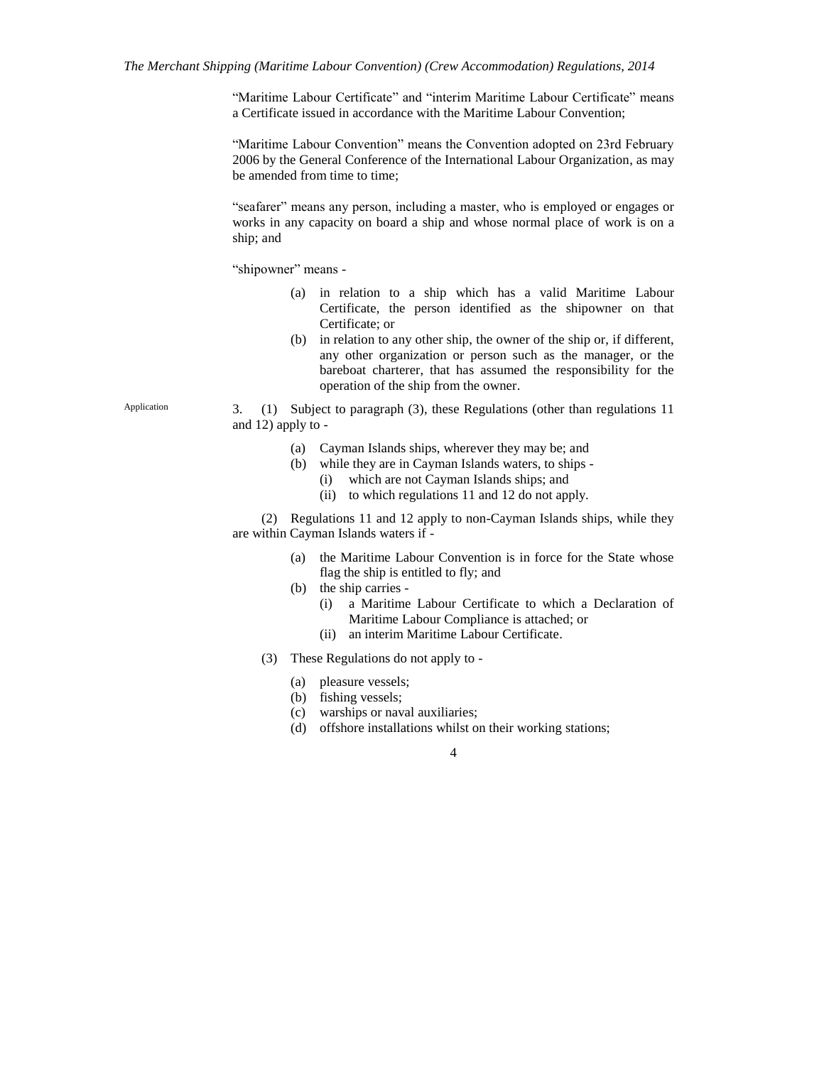"Maritime Labour Certificate" and "interim Maritime Labour Certificate" means a Certificate issued in accordance with the Maritime Labour Convention;

"Maritime Labour Convention" means the Convention adopted on 23rd February 2006 by the General Conference of the International Labour Organization, as may be amended from time to time;

"seafarer" means any person, including a master, who is employed or engages or works in any capacity on board a ship and whose normal place of work is on a ship; and

"shipowner" means -

(a) in relation to a ship which has a valid Maritime Labour Certificate, the person identified as the shipowner on that Certificate; or

(b) in relation to any other ship, the owner of the ship or, if different, any other organization or person such as the manager, or the bareboat charterer, that has assumed the responsibility for the operation of the ship from the owner.

Application

3. (1) Subject to paragraph (3), these Regulations (other than regulations 11 and 12) apply to -

(a) Cayman Islands ships, wherever they may be; and

(b) while they are in Cayman Islands waters, to ships -

(i) which are not Cayman Islands ships; and

(ii) to which regulations 11 and 12 do not apply.

(2) Regulations 11 and 12 apply to non-Cayman Islands ships, while they are within Cayman Islands waters if -

(a) the Maritime Labour Convention is in force for the State whose flag the ship is entitled to fly; and

(b) the ship carries -

(i) a Maritime Labour Certificate to which a Declaration of Maritime Labour Compliance is attached; or

(ii) an interim Maritime Labour Certificate.

(3) These Regulations do not apply to -

(a) pleasure vessels;

(b) fishing vessels;

(c) warships or naval auxiliaries;

(d) offshore installations whilst on their working stations;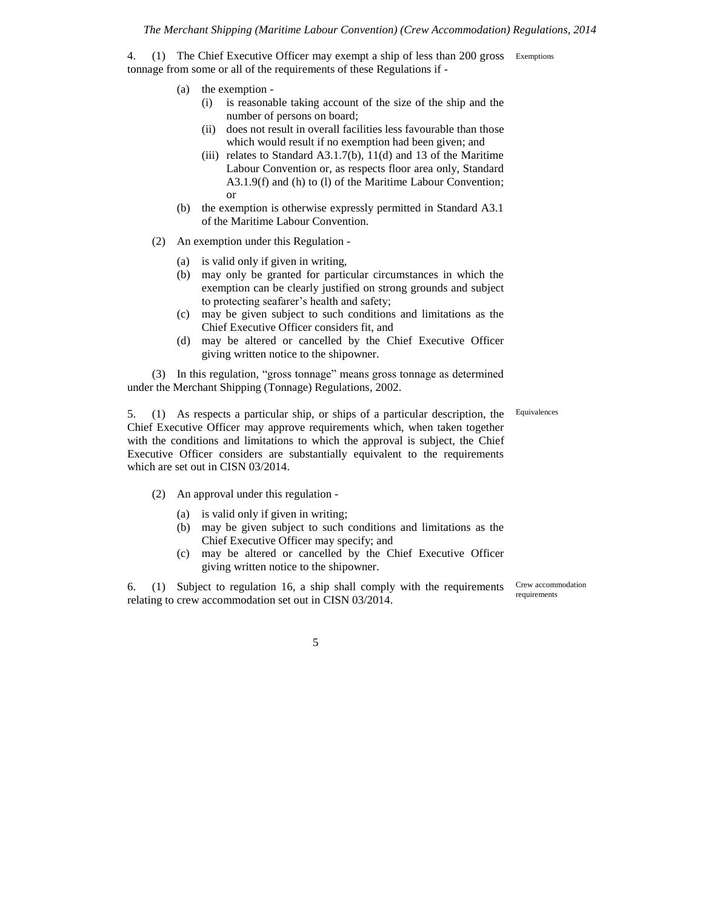**Exemptions**

4. (1) The Chief Executive Officer may exempt a ship of less than 200 gross tonnage from some or all of the requirements of these Regulations if -

(a) the exemption -
   (i) is reasonable taking account of the size of the ship and the number of persons on board;
   (ii) does not result in overall facilities less favourable than those which would result if no exemption had been given; and
   (iii) relates to Standard A3.1.7(b), 11(d) and 13 of the Maritime Labour Convention or, as respects floor area only, Standard A3.1.9(f) and (h) to (l) of the Maritime Labour Convention; or

(b) the exemption is otherwise expressly permitted in Standard A3.1 of the Maritime Labour Convention.

(2) An exemption under this Regulation -

(a) is valid only if given in writing,
(b) may only be granted for particular circumstances in which the exemption can be clearly justified on strong grounds and subject to protecting seafarer's health and safety;
(c) may be given subject to such conditions and limitations as the Chief Executive Officer considers fit, and
(d) may be altered or cancelled by the Chief Executive Officer giving written notice to the shipowner.

(3) In this regulation, "gross tonnage" means gross tonnage as determined under the Merchant Shipping (Tonnage) Regulations, 2002.

**Equivalences**

5. (1) As respects a particular ship, or ships of a particular description, the Chief Executive Officer may approve requirements which, when taken together with the conditions and limitations to which the approval is subject, the Chief Executive Officer considers are substantially equivalent to the requirements which are set out in CISN 03/2014.

(2) An approval under this regulation -

(a) is valid only if given in writing;
(b) may be given subject to such conditions and limitations as the Chief Executive Officer may specify; and
(c) may be altered or cancelled by the Chief Executive Officer giving written notice to the shipowner.

**Crew accommodation requirements**

6. (1) Subject to regulation 16, a ship shall comply with the requirements relating to crew accommodation set out in CISN 03/2014.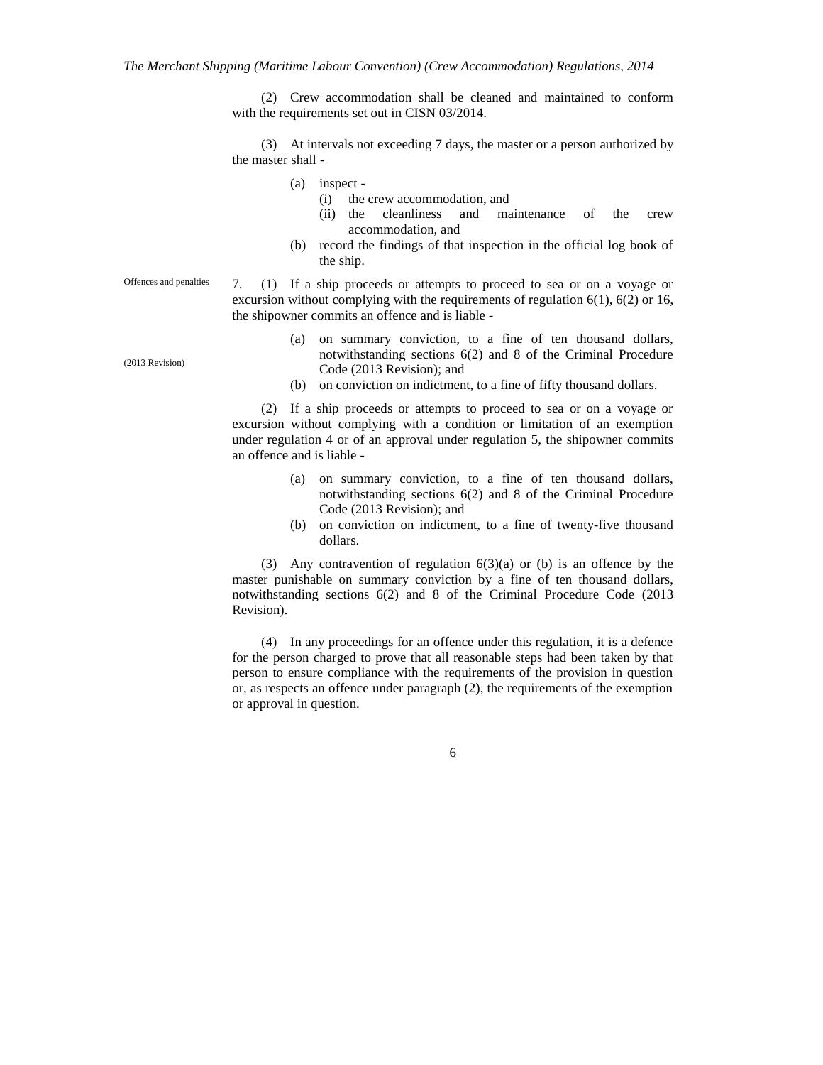(2) Crew accommodation shall be cleaned and maintained to conform with the requirements set out in CISN 03/2014.

(3) At intervals not exceeding 7 days, the master or a person authorized by the master shall -

- (a) inspect -
  - (i) the crew accommodation, and
  - (ii) the cleanliness and maintenance of the crew accommodation, and
- (b) record the findings of that inspection in the official log book of the ship.

Offences and penalties

7. (1) If a ship proceeds or attempts to proceed to sea or on a voyage or excursion without complying with the requirements of regulation 6(1), 6(2) or 16, the shipowner commits an offence and is liable -

(2013 Revision)

- (a) on summary conviction, to a fine of ten thousand dollars, notwithstanding sections 6(2) and 8 of the Criminal Procedure Code (2013 Revision); and
- (b) on conviction on indictment, to a fine of fifty thousand dollars.

(2) If a ship proceeds or attempts to proceed to sea or on a voyage or excursion without complying with a condition or limitation of an exemption under regulation 4 or of an approval under regulation 5, the shipowner commits an offence and is liable -

- (a) on summary conviction, to a fine of ten thousand dollars, notwithstanding sections 6(2) and 8 of the Criminal Procedure Code (2013 Revision); and
- (b) on conviction on indictment, to a fine of twenty-five thousand dollars.

(3) Any contravention of regulation 6(3)(a) or (b) is an offence by the master punishable on summary conviction by a fine of ten thousand dollars, notwithstanding sections 6(2) and 8 of the Criminal Procedure Code (2013 Revision).

(4) In any proceedings for an offence under this regulation, it is a defence for the person charged to prove that all reasonable steps had been taken by that person to ensure compliance with the requirements of the provision in question or, as respects an offence under paragraph (2), the requirements of the exemption or approval in question.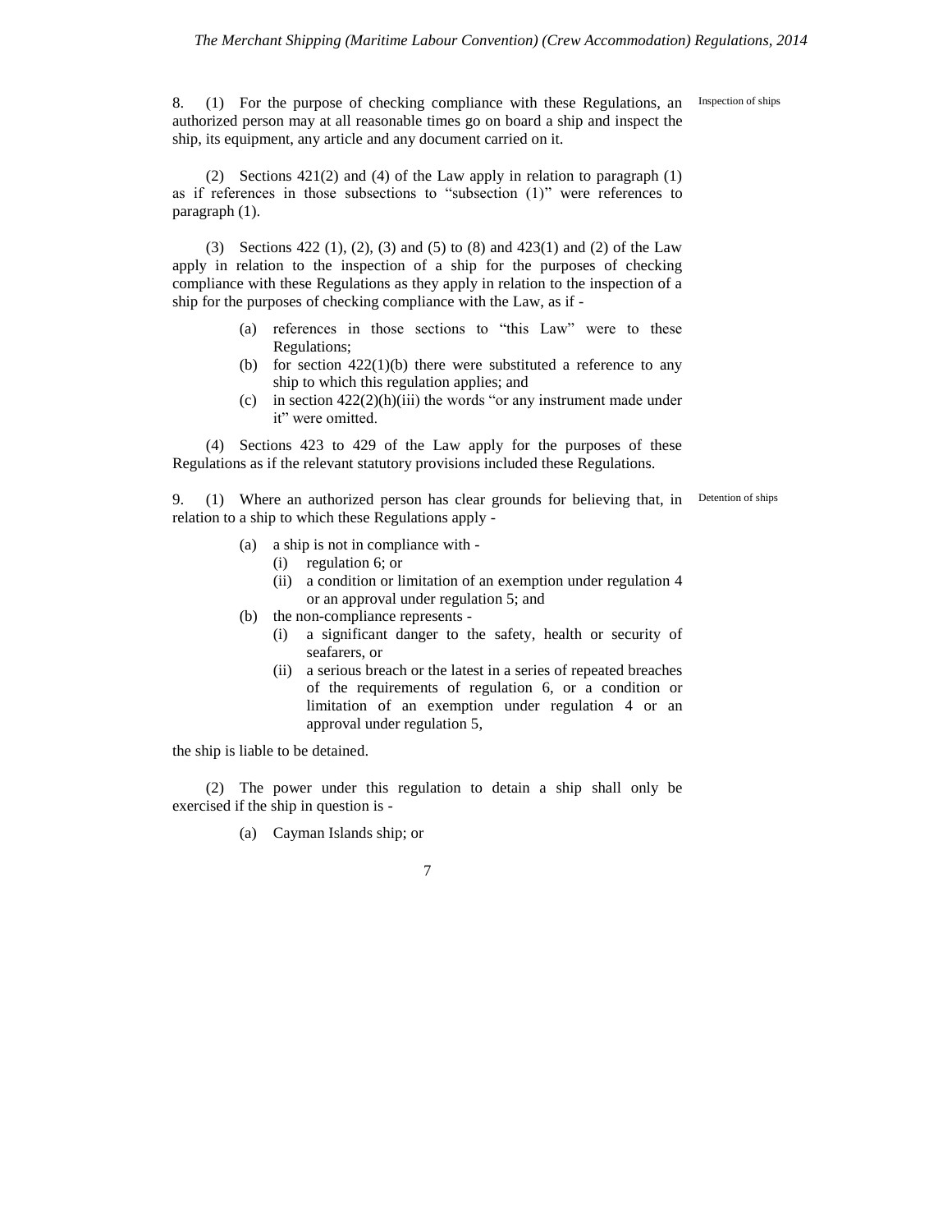**Inspection of ships**

8. (1) For the purpose of checking compliance with these Regulations, an authorized person may at all reasonable times go on board a ship and inspect the ship, its equipment, any article and any document carried on it.

(2) Sections 421(2) and (4) of the Law apply in relation to paragraph (1) as if references in those subsections to "subsection (1)" were references to paragraph (1).

(3) Sections 422 (1), (2), (3) and (5) to (8) and 423(1) and (2) of the Law apply in relation to the inspection of a ship for the purposes of checking compliance with these Regulations as they apply in relation to the inspection of a ship for the purposes of checking compliance with the Law, as if -

- (a) references in those sections to "this Law" were to these Regulations;
- (b) for section 422(1)(b) there were substituted a reference to any ship to which this regulation applies; and
- (c) in section 422(2)(h)(iii) the words "or any instrument made under it" were omitted.

(4) Sections 423 to 429 of the Law apply for the purposes of these Regulations as if the relevant statutory provisions included these Regulations.

**Detention of ships**

9. (1) Where an authorized person has clear grounds for believing that, in relation to a ship to which these Regulations apply -

- (a) a ship is not in compliance with -
  - (i) regulation 6; or
  - (ii) a condition or limitation of an exemption under regulation 4 or an approval under regulation 5; and
- (b) the non-compliance represents -
  - (i) a significant danger to the safety, health or security of seafarers, or
  - (ii) a serious breach or the latest in a series of repeated breaches of the requirements of regulation 6, or a condition or limitation of an exemption under regulation 4 or an approval under regulation 5,

the ship is liable to be detained.

(2) The power under this regulation to detain a ship shall only be exercised if the ship in question is -

- (a) Cayman Islands ship; or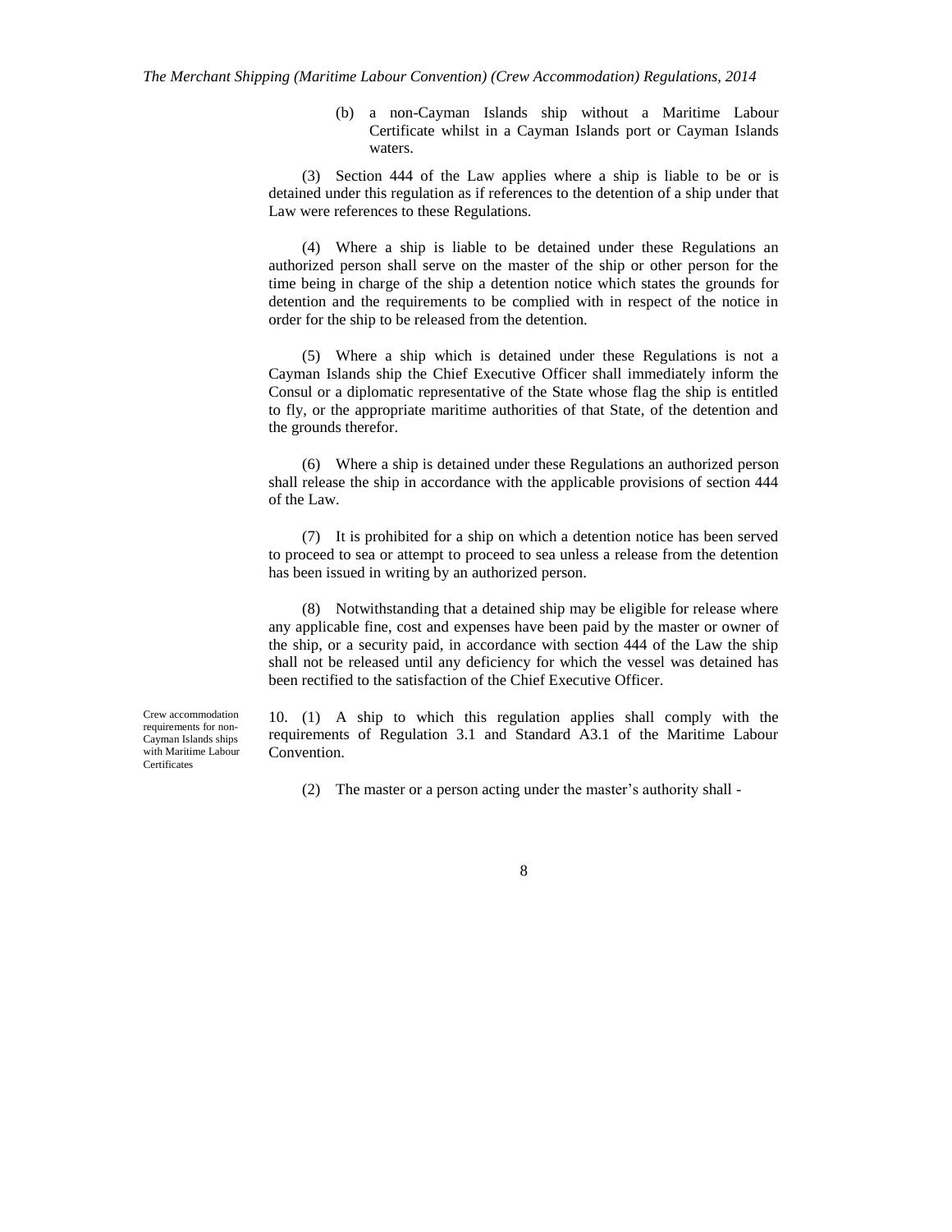(b) a non-Cayman Islands ship without a Maritime Labour Certificate whilst in a Cayman Islands port or Cayman Islands waters.

(3) Section 444 of the Law applies where a ship is liable to be or is detained under this regulation as if references to the detention of a ship under that Law were references to these Regulations.

(4) Where a ship is liable to be detained under these Regulations an authorized person shall serve on the master of the ship or other person for the time being in charge of the ship a detention notice which states the grounds for detention and the requirements to be complied with in respect of the notice in order for the ship to be released from the detention.

(5) Where a ship which is detained under these Regulations is not a Cayman Islands ship the Chief Executive Officer shall immediately inform the Consul or a diplomatic representative of the State whose flag the ship is entitled to fly, or the appropriate maritime authorities of that State, of the detention and the grounds therefor.

(6) Where a ship is detained under these Regulations an authorized person shall release the ship in accordance with the applicable provisions of section 444 of the Law.

(7) It is prohibited for a ship on which a detention notice has been served to proceed to sea or attempt to proceed to sea unless a release from the detention has been issued in writing by an authorized person.

(8) Notwithstanding that a detained ship may be eligible for release where any applicable fine, cost and expenses have been paid by the master or owner of the ship, or a security paid, in accordance with section 444 of the Law the ship shall not be released until any deficiency for which the vessel was detained has been rectified to the satisfaction of the Chief Executive Officer.

*Crew accommodation requirements for non-Cayman Islands ships with Maritime Labour Certificates*

10. (1) A ship to which this regulation applies shall comply with the requirements of Regulation 3.1 and Standard A3.1 of the Maritime Labour Convention.

(2) The master or a person acting under the master's authority shall -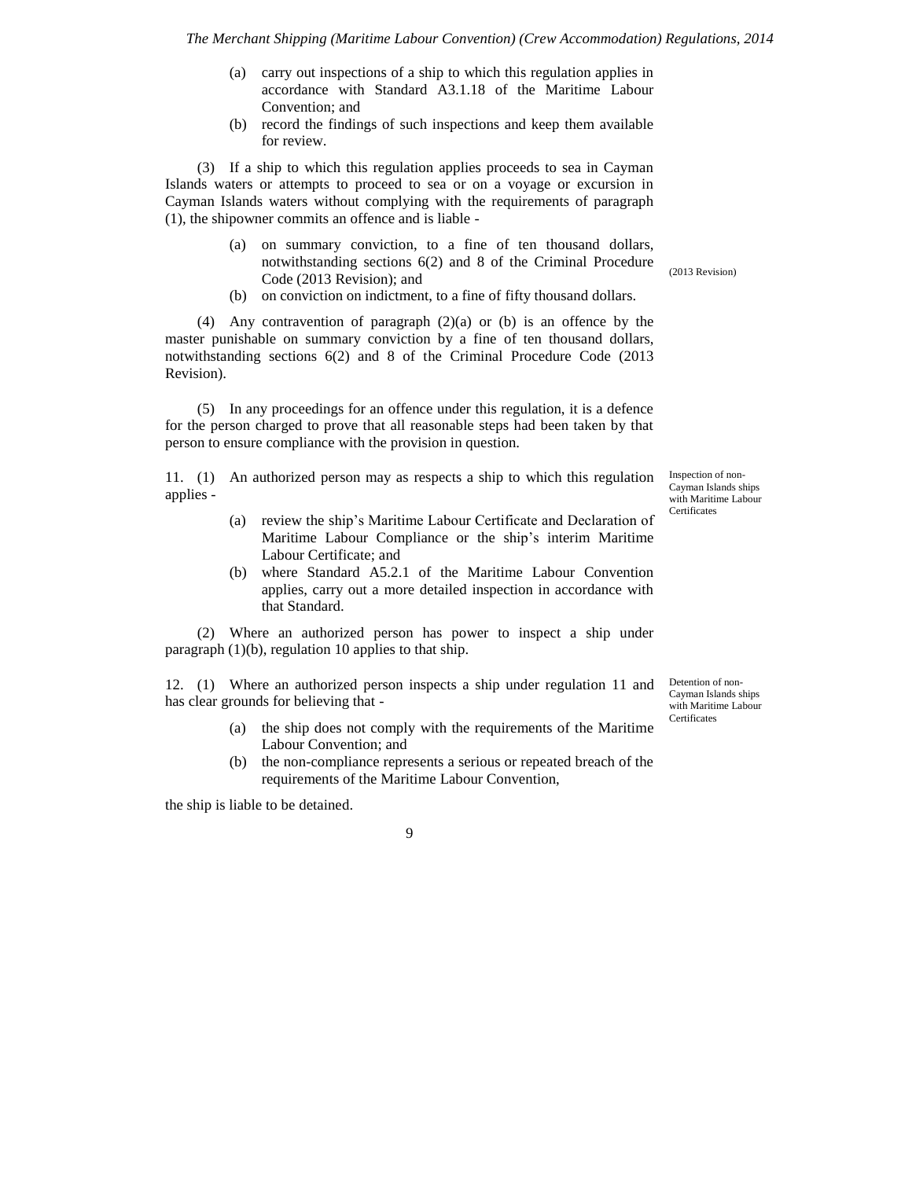(a) carry out inspections of a ship to which this regulation applies in accordance with Standard A3.1.18 of the Maritime Labour Convention; and

(b) record the findings of such inspections and keep them available for review.

(3) If a ship to which this regulation applies proceeds to sea in Cayman Islands waters or attempts to proceed to sea or on a voyage or excursion in Cayman Islands waters without complying with the requirements of paragraph (1), the shipowner commits an offence and is liable -

(a) on summary conviction, to a fine of ten thousand dollars, notwithstanding sections 6(2) and 8 of the Criminal Procedure Code (2013 Revision); and

(2013 Revision)

(b) on conviction on indictment, to a fine of fifty thousand dollars.

(4) Any contravention of paragraph (2)(a) or (b) is an offence by the master punishable on summary conviction by a fine of ten thousand dollars, notwithstanding sections 6(2) and 8 of the Criminal Procedure Code (2013 Revision).

(5) In any proceedings for an offence under this regulation, it is a defence for the person charged to prove that all reasonable steps had been taken by that person to ensure compliance with the provision in question.

Inspection of non-Cayman Islands ships with Maritime Labour Certificates

11. (1) An authorized person may as respects a ship to which this regulation applies -

(a) review the ship's Maritime Labour Certificate and Declaration of Maritime Labour Compliance or the ship's interim Maritime Labour Certificate; and

(b) where Standard A5.2.1 of the Maritime Labour Convention applies, carry out a more detailed inspection in accordance with that Standard.

(2) Where an authorized person has power to inspect a ship under paragraph (1)(b), regulation 10 applies to that ship.

Detention of non-Cayman Islands ships with Maritime Labour Certificates

12. (1) Where an authorized person inspects a ship under regulation 11 and has clear grounds for believing that -

(a) the ship does not comply with the requirements of the Maritime Labour Convention; and

(b) the non-compliance represents a serious or repeated breach of the requirements of the Maritime Labour Convention,

the ship is liable to be detained.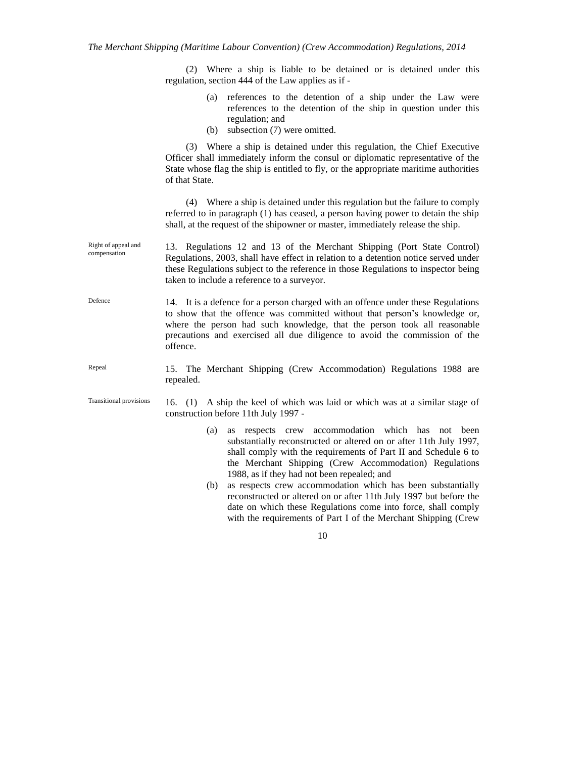(2) Where a ship is liable to be detained or is detained under this regulation, section 444 of the Law applies as if -

- (a) references to the detention of a ship under the Law were references to the detention of the ship in question under this regulation; and
- (b) subsection (7) were omitted.

(3) Where a ship is detained under this regulation, the Chief Executive Officer shall immediately inform the consul or diplomatic representative of the State whose flag the ship is entitled to fly, or the appropriate maritime authorities of that State.

(4) Where a ship is detained under this regulation but the failure to comply referred to in paragraph (1) has ceased, a person having power to detain the ship shall, at the request of the shipowner or master, immediately release the ship.

*Right of appeal and compensation*

13. Regulations 12 and 13 of the Merchant Shipping (Port State Control) Regulations, 2003, shall have effect in relation to a detention notice served under these Regulations subject to the reference in those Regulations to inspector being taken to include a reference to a surveyor.

*Defence*

14. It is a defence for a person charged with an offence under these Regulations to show that the offence was committed without that person's knowledge or, where the person had such knowledge, that the person took all reasonable precautions and exercised all due diligence to avoid the commission of the offence.

*Repeal*

15. The Merchant Shipping (Crew Accommodation) Regulations 1988 are repealed.

*Transitional provisions*

16. (1) A ship the keel of which was laid or which was at a similar stage of construction before 11th July 1997 -

- (a) as respects crew accommodation which has not been substantially reconstructed or altered on or after 11th July 1997, shall comply with the requirements of Part II and Schedule 6 to the Merchant Shipping (Crew Accommodation) Regulations 1988, as if they had not been repealed; and
- (b) as respects crew accommodation which has been substantially reconstructed or altered on or after 11th July 1997 but before the date on which these Regulations come into force, shall comply with the requirements of Part I of the Merchant Shipping (Crew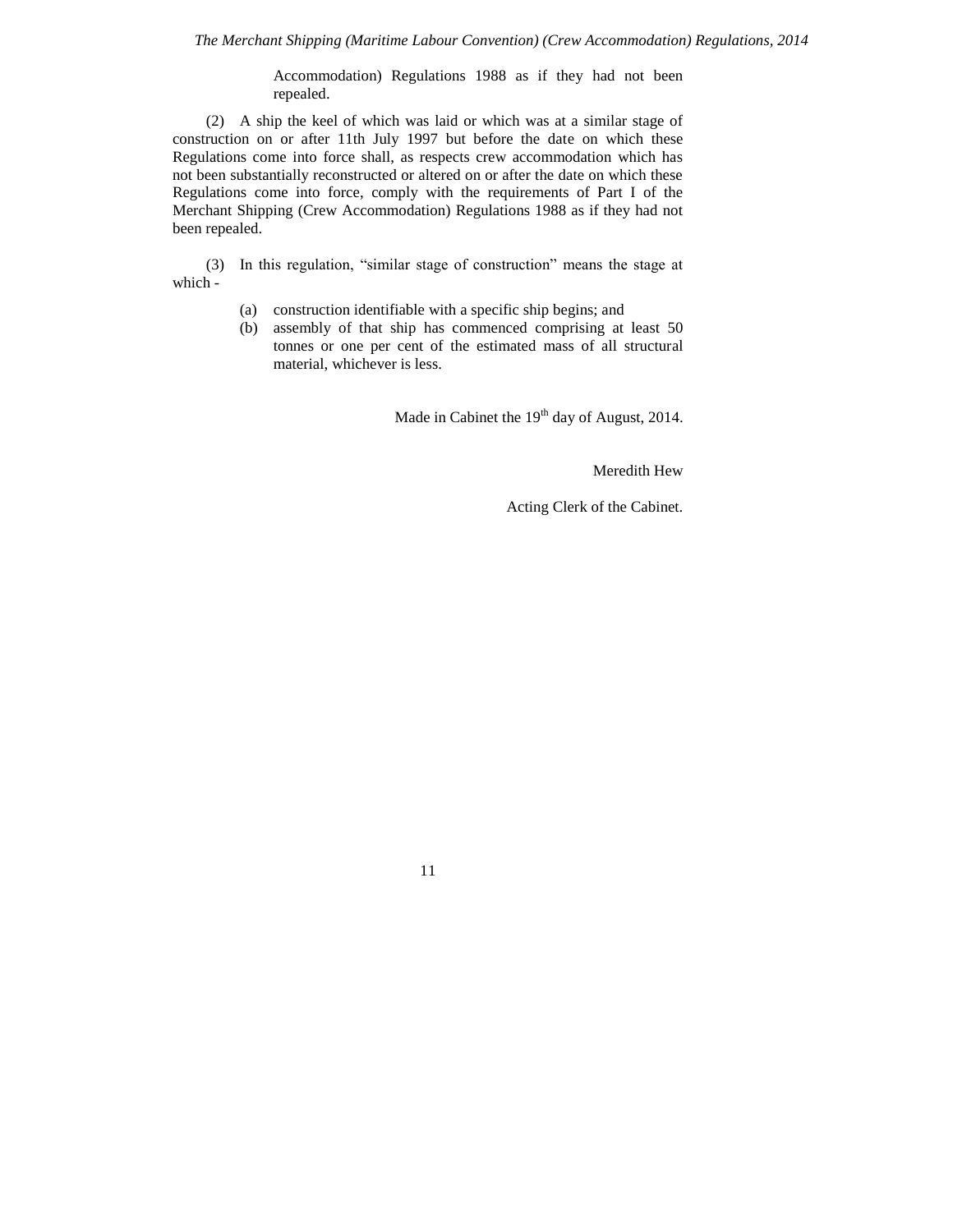Accommodation) Regulations 1988 as if they had not been repealed.

(2) A ship the keel of which was laid or which was at a similar stage of construction on or after 11th July 1997 but before the date on which these Regulations come into force shall, as respects crew accommodation which has not been substantially reconstructed or altered on or after the date on which these Regulations come into force, comply with the requirements of Part I of the Merchant Shipping (Crew Accommodation) Regulations 1988 as if they had not been repealed.

(3) In this regulation, "similar stage of construction" means the stage at which -

(a) construction identifiable with a specific ship begins; and
(b) assembly of that ship has commenced comprising at least 50 tonnes or one per cent of the estimated mass of all structural material, whichever is less.

Made in Cabinet the 19th day of August, 2014.

Meredith Hew

Acting Clerk of the Cabinet.